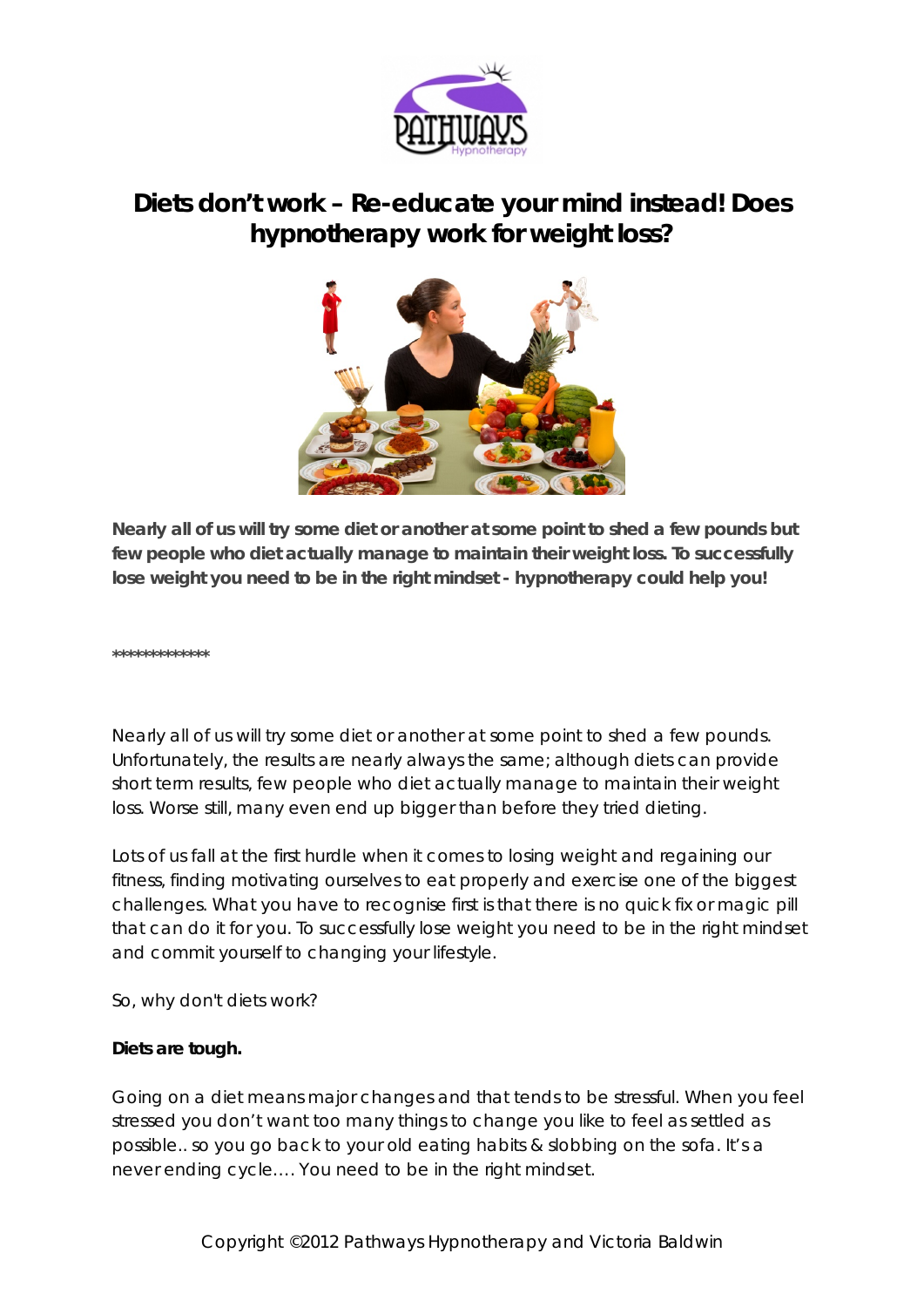# Diets don't work – Re-educate your mind instead! Does hypnotherapy work for weight loss?

**Nearly all of us will try some diet or another at some point to shed a few pounds but few people who diet actually manage to maintain their weight loss. To successfully lose weight you need to be in the right mindset - hypnotherapy could help you!**

*************

Nearly all of us will try some diet or another at some point to shed a few pounds. Unfortunately, the results are nearly always the same; although diets can provide short term results, few people who diet actually manage to maintain their weight loss. Worse still, many even end up bigger than before they tried dieting.

Lots of us fall at the first hurdle when it comes to losing weight and regaining our fitness, finding motivating ourselves to eat properly and exercise one of the biggest challenges. What you have to recognise first is that there is no quick fix or magic pill that can do it for you. To successfully lose weight you need to be in the right mindset and commit yourself to changing your lifestyle.

So, why don't diets work?

**Diets are tough.**

Going on a diet means major changes and that tends to be stressful. When you feel stressed you don't want too many things to change you like to feel as settled as possible.. so you go back to your old eating habits & slobbing on the sofa. It's a never ending cycle…. You need to be in the right mindset.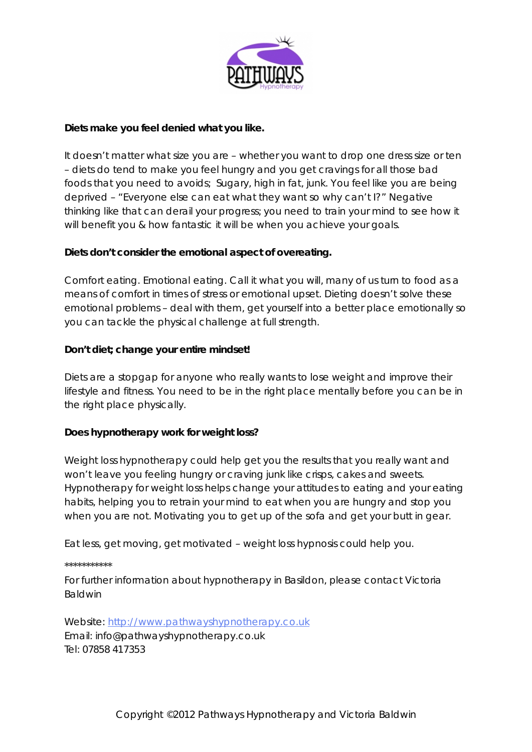**Diets make you feel denied what you like.**

It doesn't matter what size you are – whether you want to drop one dress size or ten – diets do tend to make you feel hungry and you get cravings for all those bad foods that you need to avoids; Sugary, high in fat, junk. You feel like you are being deprived – "Everyone else can eat what they want so why can't I?" Negative thinking like that can derail your progress; you need to train your mind to see how it will benefit you & how fantastic it will be when you achieve your goals.

**Diets don't consider the emotional aspect of overeating.**

Comfort eating. Emotional eating. Call it what you will, many of us turn to food as a means of comfort in times of stress or emotional upset. Dieting doesn't solve these emotional problems – deal with them, get yourself into a better place emotionally so you can tackle the physical challenge at full strength.

**Don't diet; change your entire mindset!**

Diets are a stopgap for anyone who really wants to lose weight and improve their lifestyle and fitness. You need to be in the right place mentally before you can be in the right place physically.

**Does hypnotherapy work for weight loss?**

Weight loss hypnotherapy could help get you the results that you really want and won't leave you feeling hungry or craving junk like crisps, cakes and sweets. Hypnotherapy for weight loss helps change your attitudes to eating and your eating habits, helping you to retrain your mind to eat when you are hungry and stop you when you are not. Motivating you to get up of the sofa and get your butt in gear.

Eat less, get moving, get motivated – weight loss hypnosis could help you.

***********

For further information about hypnotherapy in Basildon, please contact Victoria Baldwin

Website: http://www.pathwayshypnotherapy.co.uk
Email: info@pathwayshypnotherapy.co.uk
Tel: 07858 417353

Copyright ©2012 Pathways Hypnotherapy and Victoria Baldwin